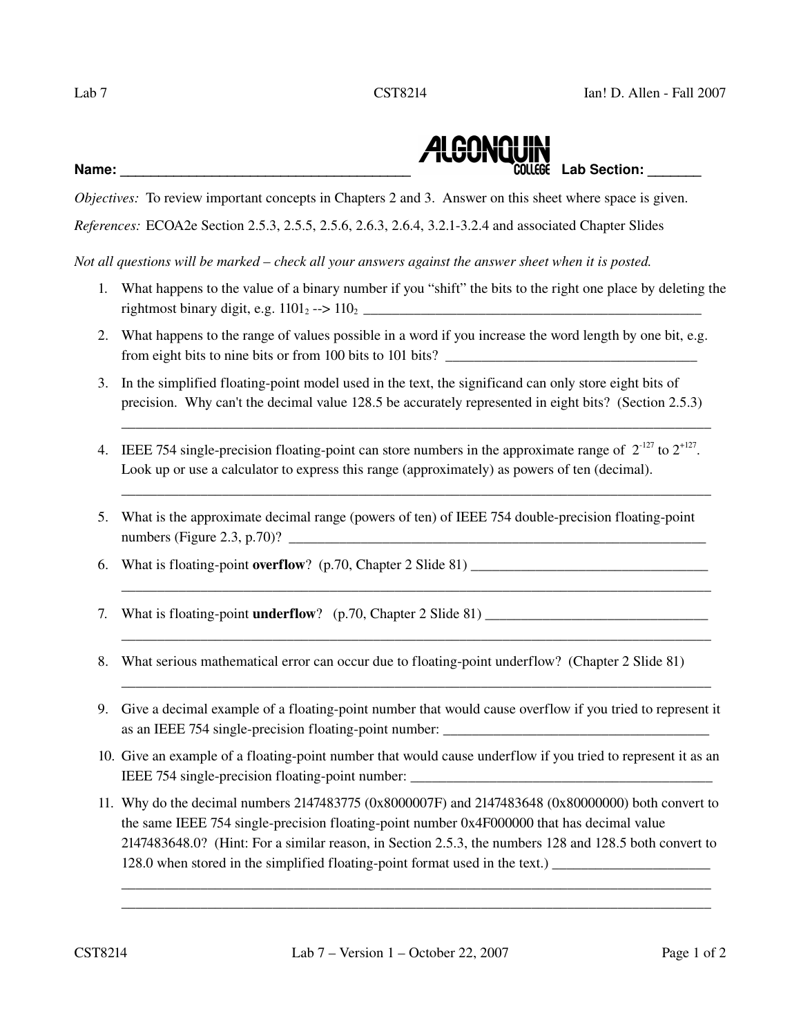Name: ______________________________________ **ALGONQUIN COLLEGE** Lab Section: _______

*Objectives:* To review important concepts in Chapters 2 and 3. Answer on this sheet where space is given.

*References:* ECOA2e Section 2.5.3, 2.5.5, 2.5.6, 2.6.3, 2.6.4, 3.2.1-3.2.4 and associated Chapter Slides

*Not all questions will be marked – check all your answers against the answer sheet when it is posted.*

1. What happens to the value of a binary number if you "shift" the bits to the right one place by deleting the rightmost binary digit, e.g. $1101_2$ --> $110_2$ _______________________________________________
2. What happens to the range of values possible in a word if you increase the word length by one bit, e.g. from eight bits to nine bits or from 100 bits to 101 bits? ___________________________________
3. In the simplified floating-point model used in the text, the significand can only store eight bits of precision. Why can't the decimal value 128.5 be accurately represented in eight bits? (Section 2.5.3)
   _______________________________________________________________________________________
4. IEEE 754 single-precision floating-point can store numbers in the approximate range of $2^{-127}$ to $2^{+127}$. Look up or use a calculator to express this range (approximately) as powers of ten (decimal).
   _______________________________________________________________________________________
5. What is the approximate decimal range (powers of ten) of IEEE 754 double-precision floating-point numbers (Figure 2.3, p.70)? ___________________________________________________________
6. What is floating-point **overflow**? (p.70, Chapter 2 Slide 81) _________________________________
   _______________________________________________________________________________________
7. What is floating-point **underflow**? (p.70, Chapter 2 Slide 81) _______________________________
   _______________________________________________________________________________________
8. What serious mathematical error can occur due to floating-point underflow? (Chapter 2 Slide 81)
   _______________________________________________________________________________________
9. Give a decimal example of a floating-point number that would cause overflow if you tried to represent it as an IEEE 754 single-precision floating-point number: ______________________________________
10. Give an example of a floating-point number that would cause underflow if you tried to represent it as an IEEE 754 single-precision floating-point number: ______________________________________________
11. Why do the decimal numbers 2147483775 (0x8000007F) and 2147483648 (0x80000000) both convert to the same IEEE 754 single-precision floating-point number 0x4F000000 that has decimal value 2147483648.0? (Hint: For a similar reason, in Section 2.5.3, the numbers 128 and 128.5 both convert to 128.0 when stored in the simplified floating-point format used in the text.) ______________________
    _______________________________________________________________________________________
    _______________________________________________________________________________________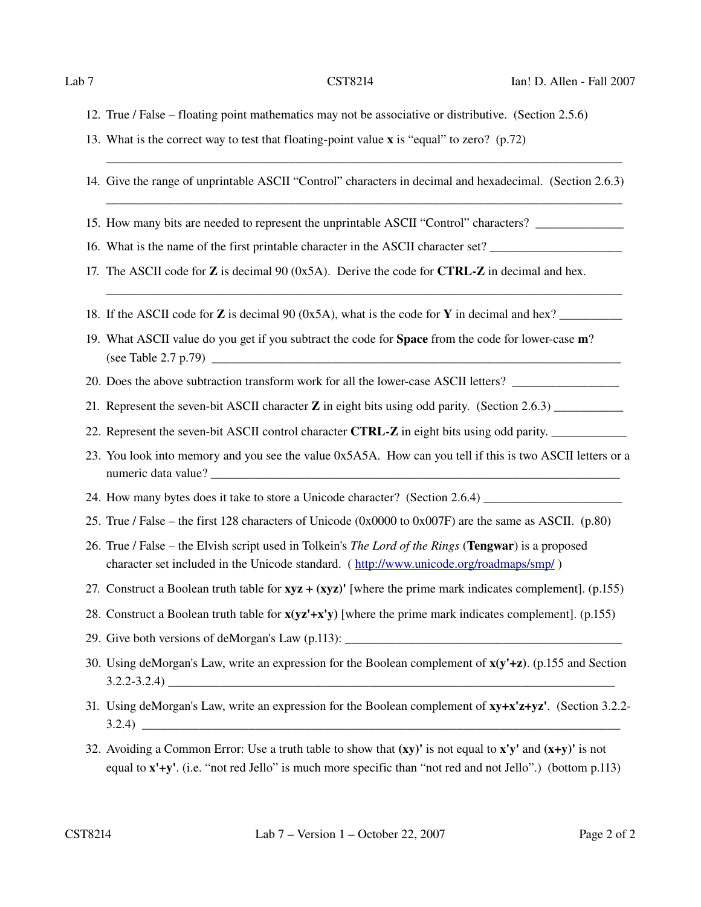12. True / False – floating point mathematics may not be associative or distributive. (Section 2.5.6)
13. What is the correct way to test that floating-point value **x** is "equal" to zero? (p.72)

    ________________________________________________________________________________

14. Give the range of unprintable ASCII "Control" characters in decimal and hexadecimal. (Section 2.6.3)

    ________________________________________________________________________________

15. How many bits are needed to represent the unprintable ASCII "Control" characters? ______________
16. What is the name of the first printable character in the ASCII character set? _____________________
17. The ASCII code for **Z** is decimal 90 (0x5A). Derive the code for **CTRL-Z** in decimal and hex.

    ________________________________________________________________________________

18. If the ASCII code for **Z** is decimal 90 (0x5A), what is the code for **Y** in decimal and hex? __________
19. What ASCII value do you get if you subtract the code for **Space** from the code for lower-case **m**? (see Table 2.7 p.79) ____________________________________________________________________
20. Does the above subtraction transform work for all the lower-case ASCII letters? _________________
21. Represent the seven-bit ASCII character **Z** in eight bits using odd parity. (Section 2.6.3) ___________
22. Represent the seven-bit ASCII control character **CTRL-Z** in eight bits using odd parity. ____________
23. You look into memory and you see the value 0x5A5A. How can you tell if this is two ASCII letters or a numeric data value? _____________________________________________________________________
24. How many bytes does it take to store a Unicode character? (Section 2.6.4) ______________________
25. True / False – the first 128 characters of Unicode (0x0000 to 0x007F) are the same as ASCII. (p.80)
26. True / False – the Elvish script used in Tolkein's *The Lord of the Rings* (**Tengwar**) is a proposed character set included in the Unicode standard. ( http://www.unicode.org/roadmaps/smp/ )
27. Construct a Boolean truth table for **xyz + (xyz)'** [where the prime mark indicates complement]. (p.155)
28. Construct a Boolean truth table for **x(yz'+x'y)** [where the prime mark indicates complement]. (p.155)
29. Give both versions of deMorgan's Law (p.113): _______________________________________________
30. Using deMorgan's Law, write an expression for the Boolean complement of **x(y'+z)**. (p.155 and Section 3.2.2-3.2.4) __________________________________________________________________________
31. Using deMorgan's Law, write an expression for the Boolean complement of **xy+x'z+yz'**. (Section 3.2.2-3.2.4) ____________________________________________________________________________
32. Avoiding a Common Error: Use a truth table to show that **(xy)'** is not equal to **x'y'** and **(x+y)'** is not equal to **x'+y'**. (i.e. "not red Jello" is much more specific than "not red and not Jello".) (bottom p.113)